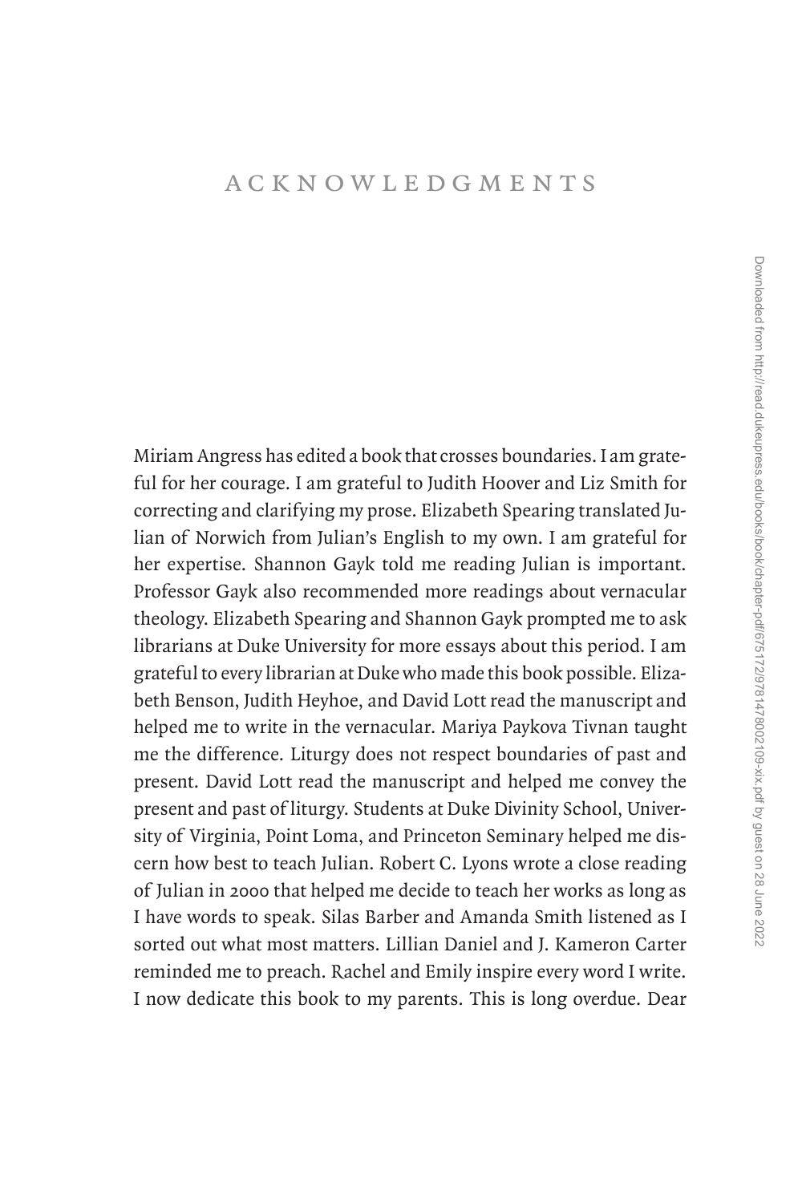# ACKNOWLEDGMENTS

Miriam Angress has edited a book that crosses boundaries. I am grateful for her courage. I am grateful to Judith Hoover and Liz Smith for correcting and clarifying my prose. Elizabeth Spearing translated Julian of Norwich from Julian's English to my own. I am grateful for her expertise. Shannon Gayk told me reading Julian is important. Professor Gayk also recommended more readings about vernacular theology. Elizabeth Spearing and Shannon Gayk prompted me to ask librarians at Duke University for more essays about this period. I am grateful to every librarian at Duke who made this book possible. Elizabeth Benson, Judith Heyhoe, and David Lott read the manuscript and helped me to write in the vernacular. Mariya Paykova Tivnan taught me the difference. Liturgy does not respect boundaries of past and present. David Lott read the manuscript and helped me convey the present and past of liturgy. Students at Duke Divinity School, University of Virginia, Point Loma, and Princeton Seminary helped me discern how best to teach Julian. Robert C. Lyons wrote a close reading of Julian in 2000 that helped me decide to teach her works as long as I have words to speak. Silas Barber and Amanda Smith listened as I sorted out what most matters. Lillian Daniel and J. Kameron Carter reminded me to preach. Rachel and Emily inspire every word I write. I now dedicate this book to my parents. This is long overdue. Dear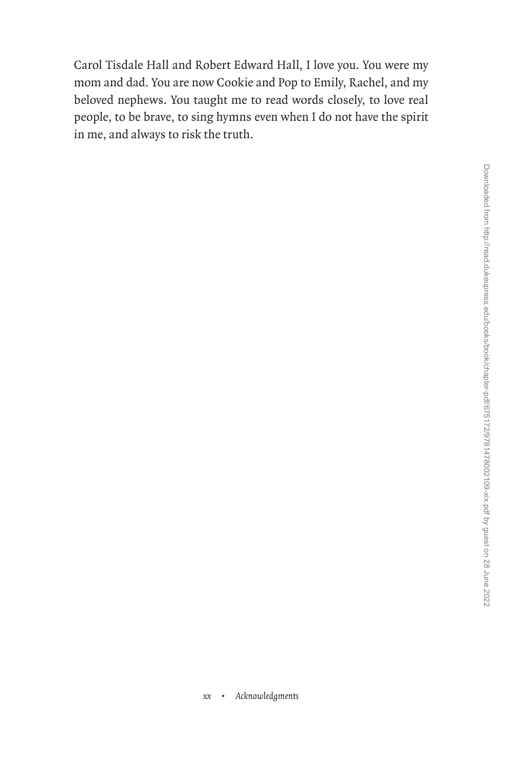Carol Tisdale Hall and Robert Edward Hall, I love you. You were my mom and dad. You are now Cookie and Pop to Emily, Rachel, and my beloved nephews. You taught me to read words closely, to love real people, to be brave, to sing hymns even when I do not have the spirit in me, and always to risk the truth.